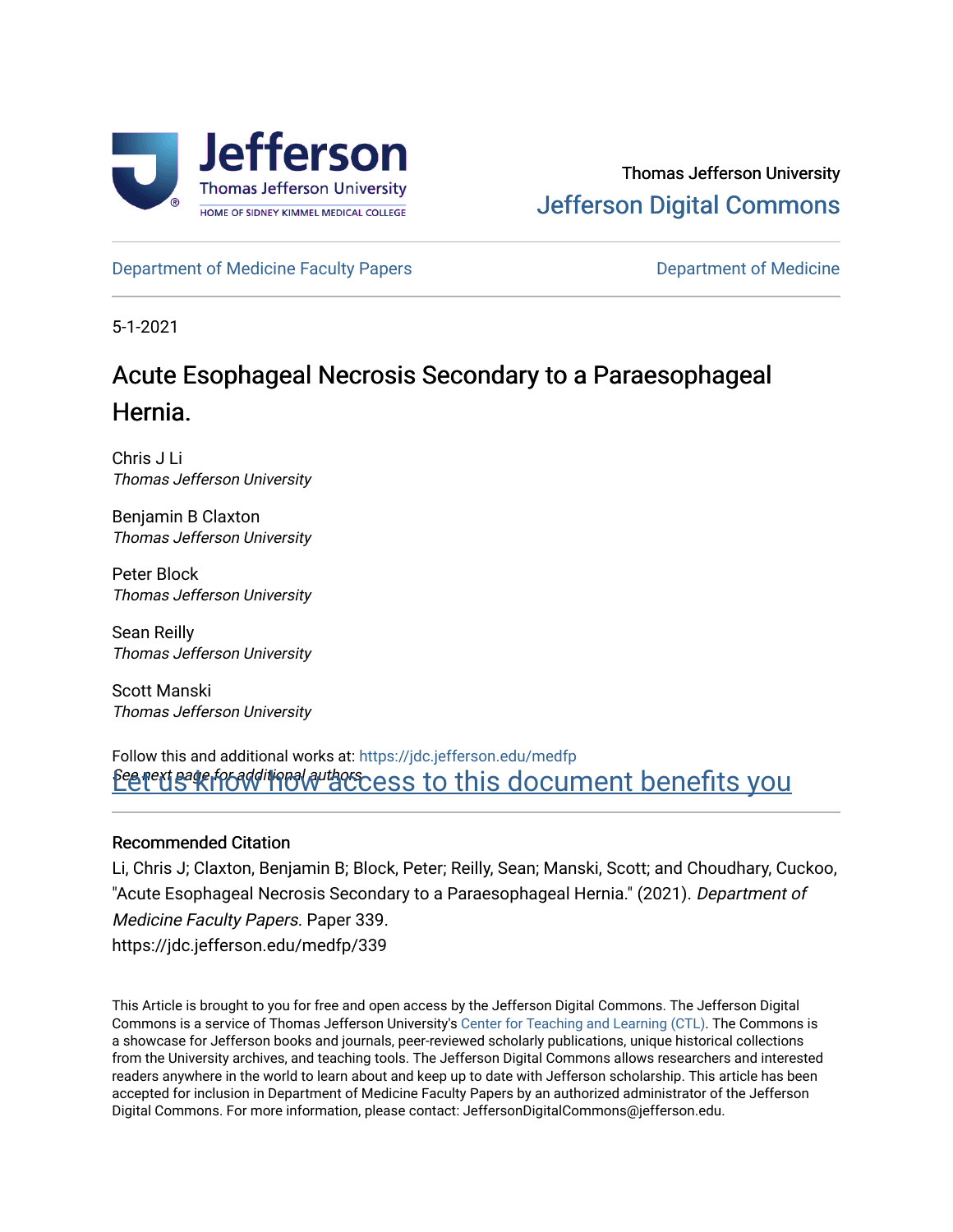Thomas Jefferson University

Jefferson Digital Commons

Department of Medicine Faculty Papers | Department of Medicine

5-1-2021

# Acute Esophageal Necrosis Secondary to a Paraesophageal Hernia.

Chris J Li
*Thomas Jefferson University*

Benjamin B Claxton
*Thomas Jefferson University*

Peter Block
*Thomas Jefferson University*

Sean Reilly
*Thomas Jefferson University*

Scott Manski
*Thomas Jefferson University*

*See next page for additional authors*

Follow this and additional works at: https://jdc.jefferson.edu/medfp

Let us know how access to this document benefits you

## Recommended Citation

Li, Chris J; Claxton, Benjamin B; Block, Peter; Reilly, Sean; Manski, Scott; and Choudhary, Cuckoo, "Acute Esophageal Necrosis Secondary to a Paraesophageal Hernia." (2021). *Department of Medicine Faculty Papers.* Paper 339.
https://jdc.jefferson.edu/medfp/339

This Article is brought to you for free and open access by the Jefferson Digital Commons. The Jefferson Digital Commons is a service of Thomas Jefferson University's Center for Teaching and Learning (CTL). The Commons is a showcase for Jefferson books and journals, peer-reviewed scholarly publications, unique historical collections from the University archives, and teaching tools. The Jefferson Digital Commons allows researchers and interested readers anywhere in the world to learn about and keep up to date with Jefferson scholarship. This article has been accepted for inclusion in Department of Medicine Faculty Papers by an authorized administrator of the Jefferson Digital Commons. For more information, please contact: JeffersonDigitalCommons@jefferson.edu.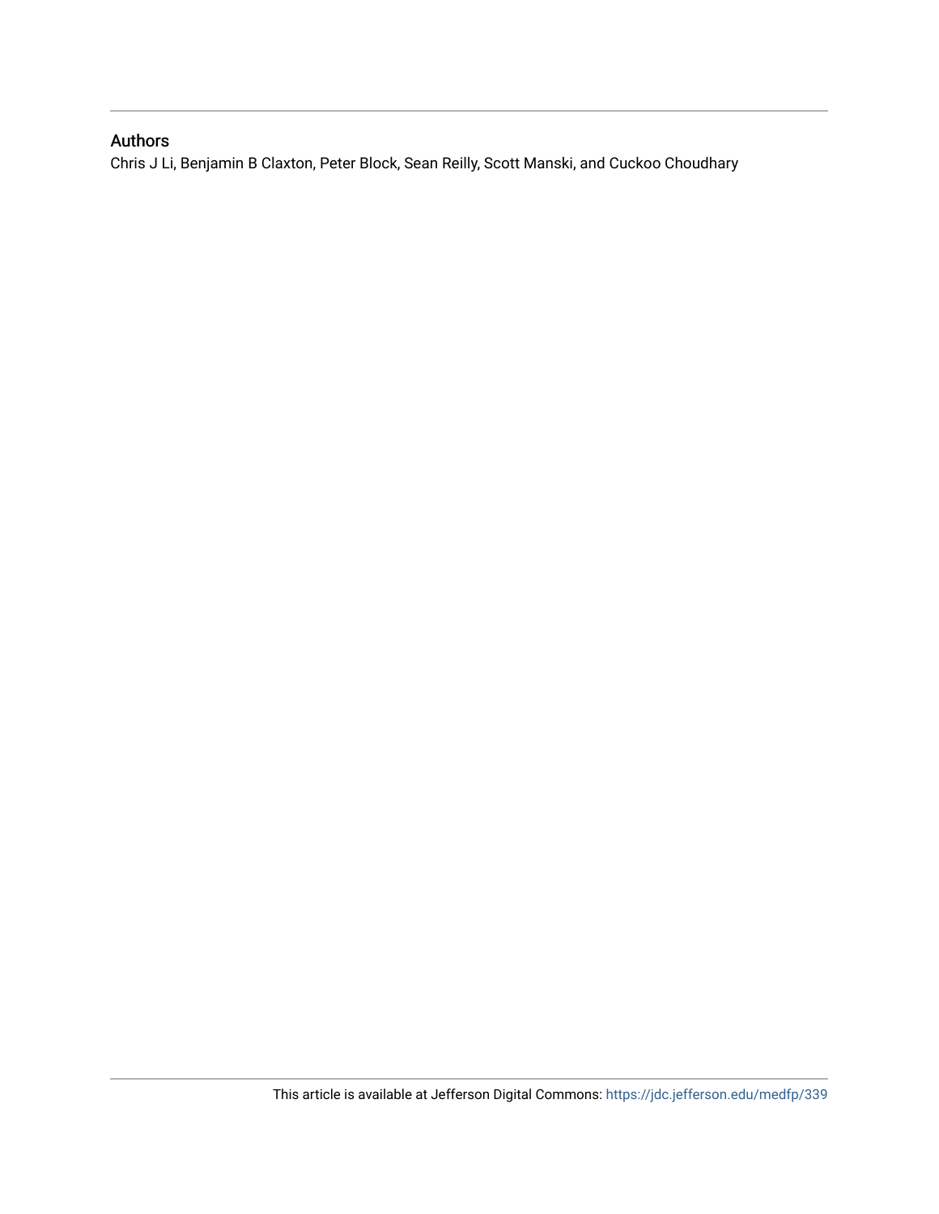## Authors

Chris J Li, Benjamin B Claxton, Peter Block, Sean Reilly, Scott Manski, and Cuckoo Choudhary

This article is available at Jefferson Digital Commons: https://jdc.jefferson.edu/medfp/339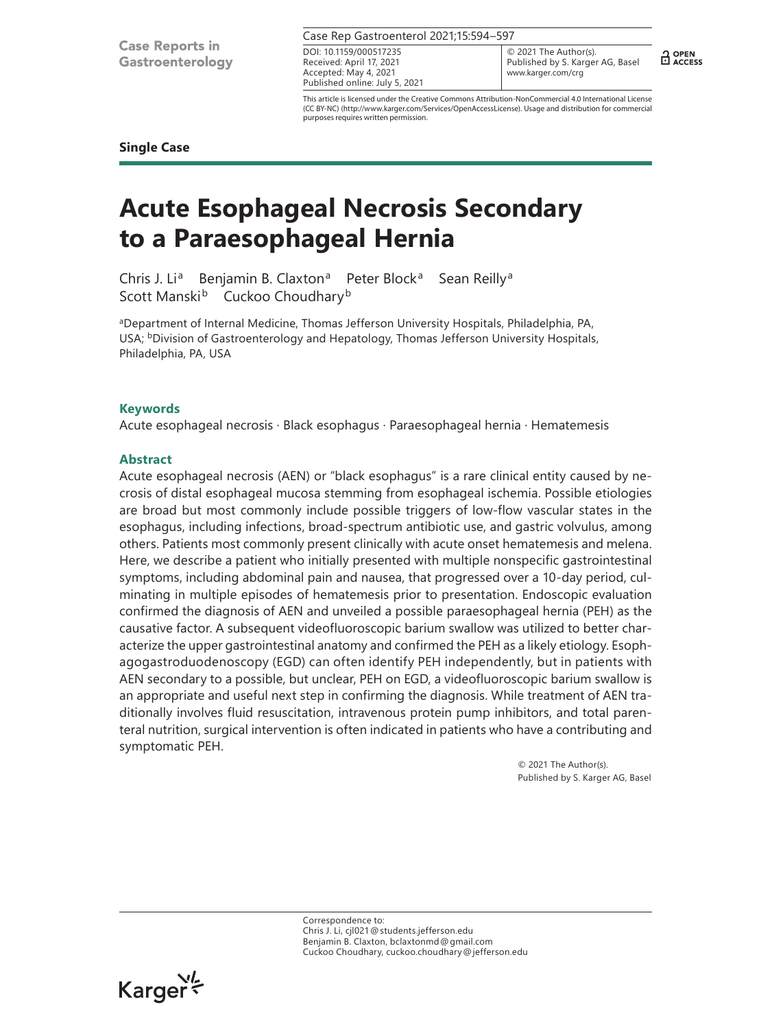# Acute Esophageal Necrosis Secondary to a Paraesophageal Hernia

Chris J. Li[a] Benjamin B. Claxton[a] Peter Block[a] Sean Reilly[a] Scott Manski[b] Cuckoo Choudhary[b]

[a]Department of Internal Medicine, Thomas Jefferson University Hospitals, Philadelphia, PA, USA; [b]Division of Gastroenterology and Hepatology, Thomas Jefferson University Hospitals, Philadelphia, PA, USA

DOI: 10.1159/000517235
Received: April 17, 2021
Accepted: May 4, 2021
Published online: July 5, 2021

© 2021 The Author(s).
Published by S. Karger AG, Basel
www.karger.com/crg

This article is licensed under the Creative Commons Attribution-NonCommercial 4.0 International License (CC BY-NC) (http://www.karger.com/Services/OpenAccessLicense). Usage and distribution for commercial purposes requires written permission.

**Single Case**

## Keywords

Acute esophageal necrosis · Black esophagus · Paraesophageal hernia · Hematemesis

## Abstract

Acute esophageal necrosis (AEN) or "black esophagus" is a rare clinical entity caused by necrosis of distal esophageal mucosa stemming from esophageal ischemia. Possible etiologies are broad but most commonly include possible triggers of low-flow vascular states in the esophagus, including infections, broad-spectrum antibiotic use, and gastric volvulus, among others. Patients most commonly present clinically with acute onset hematemesis and melena. Here, we describe a patient who initially presented with multiple nonspecific gastrointestinal symptoms, including abdominal pain and nausea, that progressed over a 10-day period, culminating in multiple episodes of hematemesis prior to presentation. Endoscopic evaluation confirmed the diagnosis of AEN and unveiled a possible paraesophageal hernia (PEH) as the causative factor. A subsequent videofluoroscopic barium swallow was utilized to better characterize the upper gastrointestinal anatomy and confirmed the PEH as a likely etiology. Esophagogastroduodenoscopy (EGD) can often identify PEH independently, but in patients with AEN secondary to a possible, but unclear, PEH on EGD, a videofluoroscopic barium swallow is an appropriate and useful next step in confirming the diagnosis. While treatment of AEN traditionally involves fluid resuscitation, intravenous protein pump inhibitors, and total parenteral nutrition, surgical intervention is often indicated in patients who have a contributing and symptomatic PEH.

© 2021 The Author(s).
Published by S. Karger AG, Basel

Correspondence to:
Chris J. Li, cjl021@students.jefferson.edu
Benjamin B. Claxton, bclaxtonmd@gmail.com
Cuckoo Choudhary, cuckoo.choudhary@jefferson.edu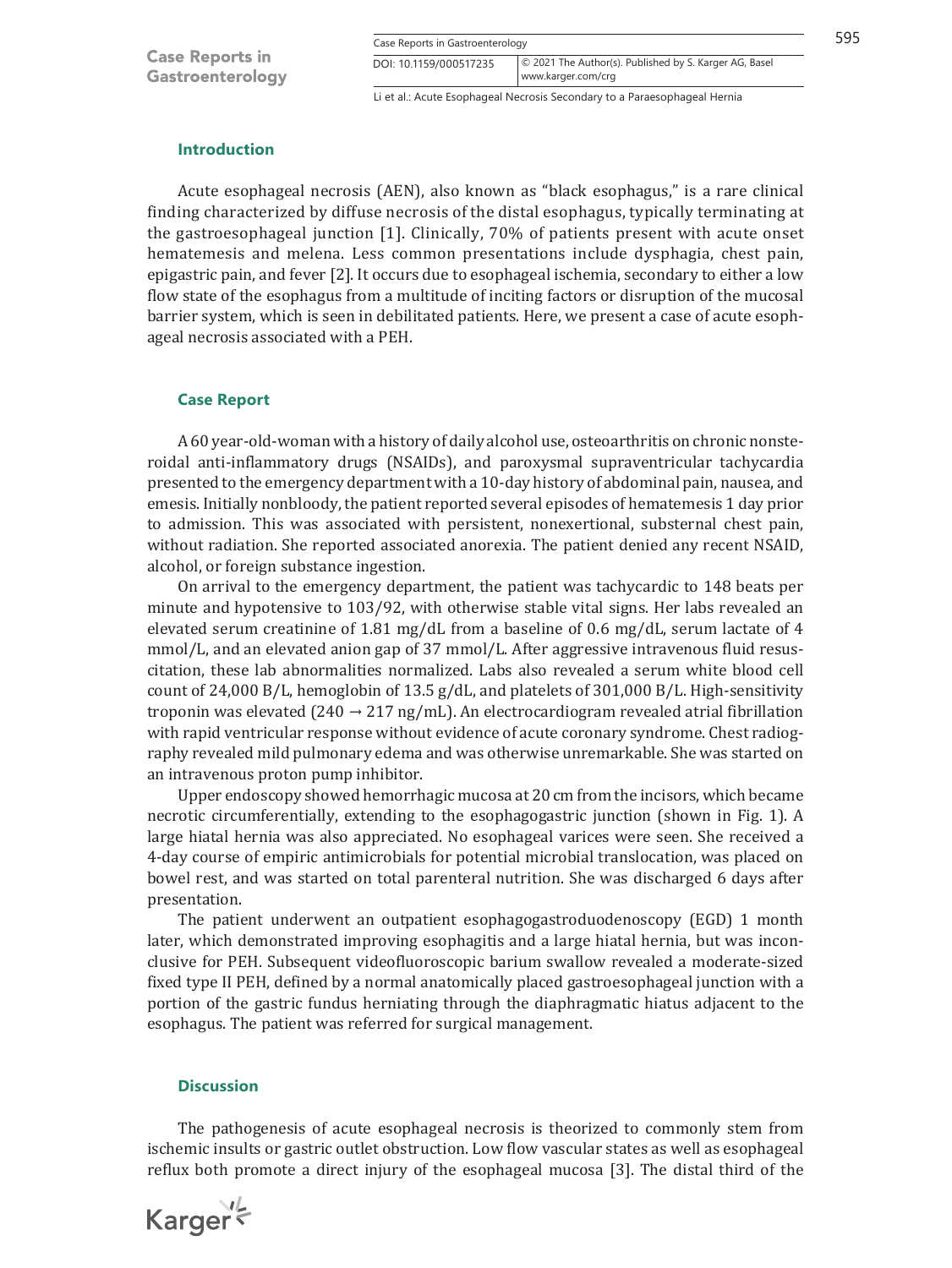## Introduction

Acute esophageal necrosis (AEN), also known as "black esophagus," is a rare clinical finding characterized by diffuse necrosis of the distal esophagus, typically terminating at the gastroesophageal junction [1]. Clinically, 70% of patients present with acute onset hematemesis and melena. Less common presentations include dysphagia, chest pain, epigastric pain, and fever [2]. It occurs due to esophageal ischemia, secondary to either a low flow state of the esophagus from a multitude of inciting factors or disruption of the mucosal barrier system, which is seen in debilitated patients. Here, we present a case of acute esophageal necrosis associated with a PEH.

## Case Report

A 60 year-old-woman with a history of daily alcohol use, osteoarthritis on chronic nonsteroidal anti-inflammatory drugs (NSAIDs), and paroxysmal supraventricular tachycardia presented to the emergency department with a 10-day history of abdominal pain, nausea, and emesis. Initially nonbloody, the patient reported several episodes of hematemesis 1 day prior to admission. This was associated with persistent, nonexertional, substernal chest pain, without radiation. She reported associated anorexia. The patient denied any recent NSAID, alcohol, or foreign substance ingestion.

On arrival to the emergency department, the patient was tachycardic to 148 beats per minute and hypotensive to 103/92, with otherwise stable vital signs. Her labs revealed an elevated serum creatinine of 1.81 mg/dL from a baseline of 0.6 mg/dL, serum lactate of 4 mmol/L, and an elevated anion gap of 37 mmol/L. After aggressive intravenous fluid resuscitation, these lab abnormalities normalized. Labs also revealed a serum white blood cell count of 24,000 B/L, hemoglobin of 13.5 g/dL, and platelets of 301,000 B/L. High-sensitivity troponin was elevated (240 → 217 ng/mL). An electrocardiogram revealed atrial fibrillation with rapid ventricular response without evidence of acute coronary syndrome. Chest radiography revealed mild pulmonary edema and was otherwise unremarkable. She was started on an intravenous proton pump inhibitor.

Upper endoscopy showed hemorrhagic mucosa at 20 cm from the incisors, which became necrotic circumferentially, extending to the esophagogastric junction (shown in Fig. 1). A large hiatal hernia was also appreciated. No esophageal varices were seen. She received a 4-day course of empiric antimicrobials for potential microbial translocation, was placed on bowel rest, and was started on total parenteral nutrition. She was discharged 6 days after presentation.

The patient underwent an outpatient esophagogastroduodenoscopy (EGD) 1 month later, which demonstrated improving esophagitis and a large hiatal hernia, but was inconclusive for PEH. Subsequent videofluoroscopic barium swallow revealed a moderate-sized fixed type II PEH, defined by a normal anatomically placed gastroesophageal junction with a portion of the gastric fundus herniating through the diaphragmatic hiatus adjacent to the esophagus. The patient was referred for surgical management.

## Discussion

The pathogenesis of acute esophageal necrosis is theorized to commonly stem from ischemic insults or gastric outlet obstruction. Low flow vascular states as well as esophageal reflux both promote a direct injury of the esophageal mucosa [3]. The distal third of the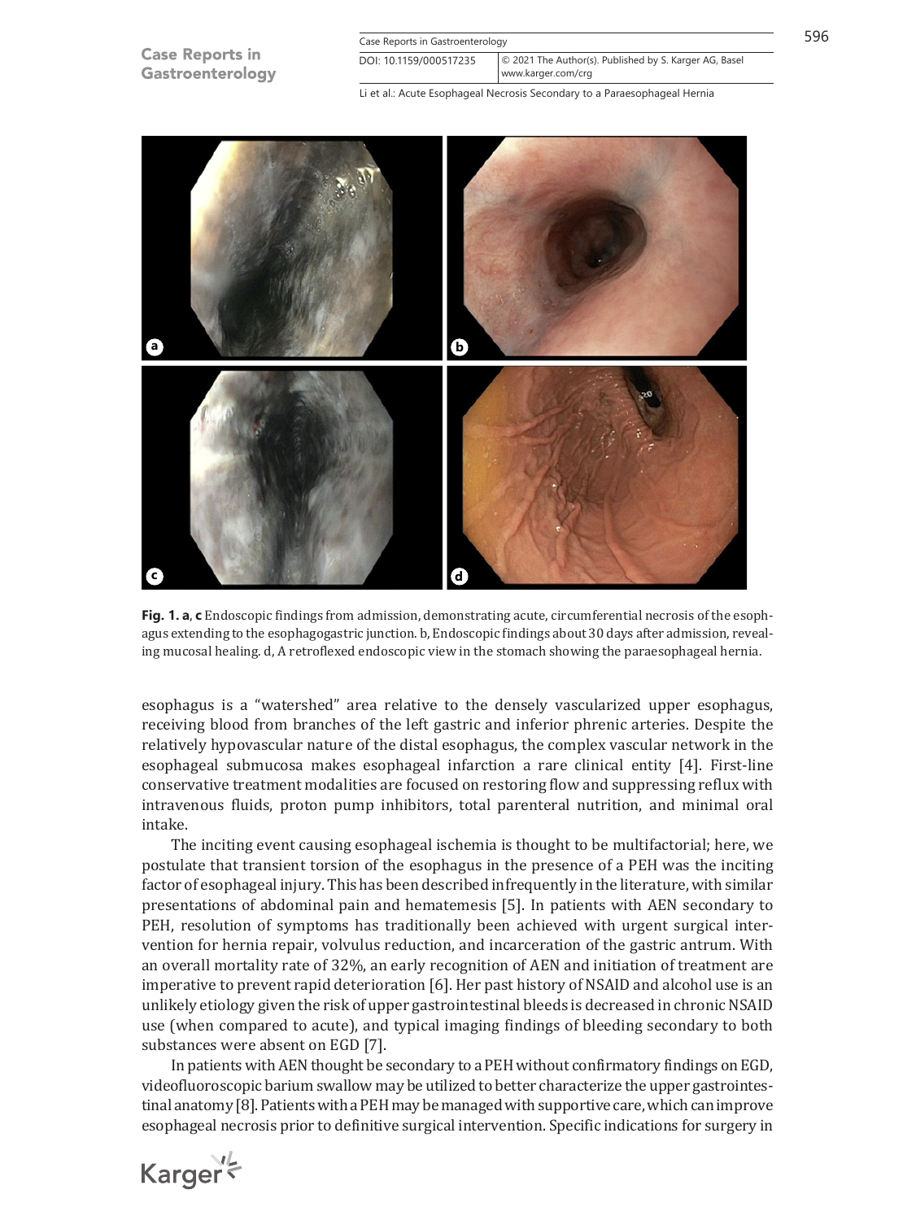**Fig. 1. a**, **c** Endoscopic findings from admission, demonstrating acute, circumferential necrosis of the esophagus extending to the esophagogastric junction. b, Endoscopic findings about 30 days after admission, revealing mucosal healing. d, A retroflexed endoscopic view in the stomach showing the paraesophageal hernia.

esophagus is a "watershed" area relative to the densely vascularized upper esophagus, receiving blood from branches of the left gastric and inferior phrenic arteries. Despite the relatively hypovascular nature of the distal esophagus, the complex vascular network in the esophageal submucosa makes esophageal infarction a rare clinical entity [4]. First-line conservative treatment modalities are focused on restoring flow and suppressing reflux with intravenous fluids, proton pump inhibitors, total parenteral nutrition, and minimal oral intake.

The inciting event causing esophageal ischemia is thought to be multifactorial; here, we postulate that transient torsion of the esophagus in the presence of a PEH was the inciting factor of esophageal injury. This has been described infrequently in the literature, with similar presentations of abdominal pain and hematemesis [5]. In patients with AEN secondary to PEH, resolution of symptoms has traditionally been achieved with urgent surgical intervention for hernia repair, volvulus reduction, and incarceration of the gastric antrum. With an overall mortality rate of 32%, an early recognition of AEN and initiation of treatment are imperative to prevent rapid deterioration [6]. Her past history of NSAID and alcohol use is an unlikely etiology given the risk of upper gastrointestinal bleeds is decreased in chronic NSAID use (when compared to acute), and typical imaging findings of bleeding secondary to both substances were absent on EGD [7].

In patients with AEN thought be secondary to a PEH without confirmatory findings on EGD, videofluoroscopic barium swallow may be utilized to better characterize the upper gastrointestinal anatomy [8]. Patients with a PEH may be managed with supportive care, which can improve esophageal necrosis prior to definitive surgical intervention. Specific indications for surgery in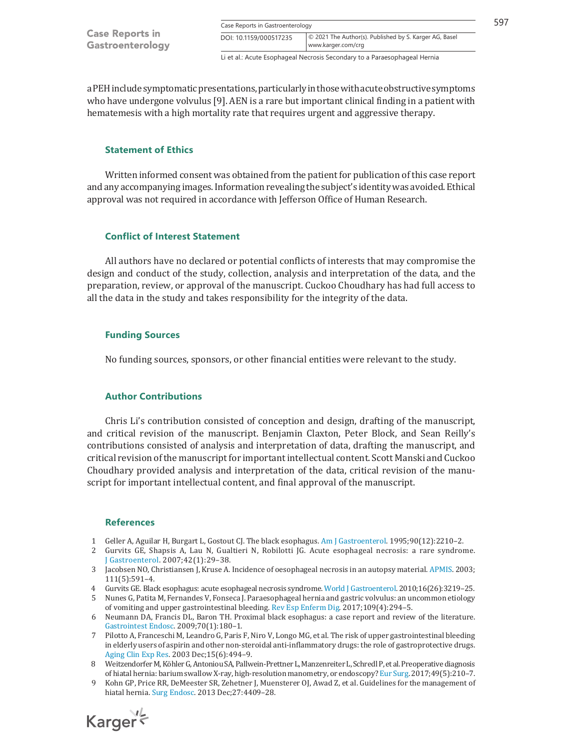a PEH include symptomatic presentations, particularly in those with acute obstructive symptoms who have undergone volvulus [9]. AEN is a rare but important clinical finding in a patient with hematemesis with a high mortality rate that requires urgent and aggressive therapy.

## Statement of Ethics

Written informed consent was obtained from the patient for publication of this case report and any accompanying images. Information revealing the subject's identity was avoided. Ethical approval was not required in accordance with Jefferson Office of Human Research.

## Conflict of Interest Statement

All authors have no declared or potential conflicts of interests that may compromise the design and conduct of the study, collection, analysis and interpretation of the data, and the preparation, review, or approval of the manuscript. Cuckoo Choudhary has had full access to all the data in the study and takes responsibility for the integrity of the data.

## Funding Sources

No funding sources, sponsors, or other financial entities were relevant to the study.

## Author Contributions

Chris Li's contribution consisted of conception and design, drafting of the manuscript, and critical revision of the manuscript. Benjamin Claxton, Peter Block, and Sean Reilly's contributions consisted of analysis and interpretation of data, drafting the manuscript, and critical revision of the manuscript for important intellectual content. Scott Manski and Cuckoo Choudhary provided analysis and interpretation of the data, critical revision of the manuscript for important intellectual content, and final approval of the manuscript.

## References

1. Geller A, Aguilar H, Burgart L, Gostout CJ. The black esophagus. Am J Gastroenterol. 1995;90(12):2210–2.
2. Gurvits GE, Shapsis A, Lau N, Gualtieri N, Robilotti JG. Acute esophageal necrosis: a rare syndrome. J Gastroenterol. 2007;42(1):29–38.
3. Jacobsen NO, Christiansen J, Kruse A. Incidence of oesophageal necrosis in an autopsy material. APMIS. 2003;111(5):591–4.
4. Gurvits GE. Black esophagus: acute esophageal necrosis syndrome. World J Gastroenterol. 2010;16(26):3219–25.
5. Nunes G, Patita M, Fernandes V, Fonseca J. Paraesophageal hernia and gastric volvulus: an uncommon etiology of vomiting and upper gastrointestinal bleeding. Rev Esp Enferm Dig. 2017;109(4):294–5.
6. Neumann DA, Francis DL, Baron TH. Proximal black esophagus: a case report and review of the literature. Gastrointest Endosc. 2009;70(1):180–1.
7. Pilotto A, Franceschi M, Leandro G, Paris F, Niro V, Longo MG, et al. The risk of upper gastrointestinal bleeding in elderly users of aspirin and other non-steroidal anti-inflammatory drugs: the role of gastroprotective drugs. Aging Clin Exp Res. 2003 Dec;15(6):494–9.
8. Weitzendorfer M, Köhler G, Antoniou SA, Pallwein-Prettner L, Manzenreiter L, Schredl P, et al. Preoperative diagnosis of hiatal hernia: barium swallow X-ray, high-resolution manometry, or endoscopy? Eur Surg. 2017;49(5):210–7.
9. Kohn GP, Price RR, DeMeester SR, Zehetner J, Muensterer OJ, Awad Z, et al. Guidelines for the management of hiatal hernia. Surg Endosc. 2013 Dec;27:4409–28.